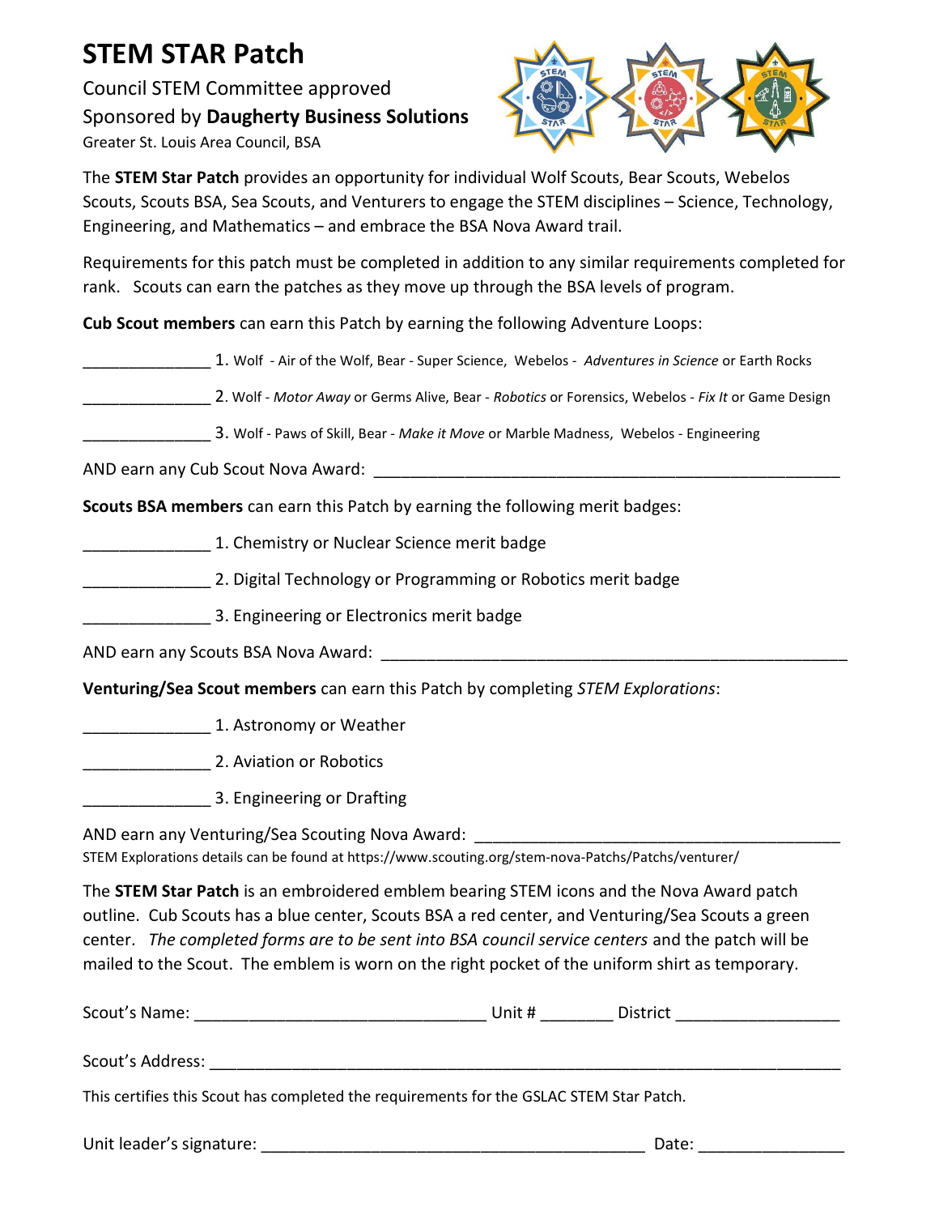# STEM STAR Patch

Council STEM Committee approved

Sponsored by **Daugherty Business Solutions**

Greater St. Louis Area Council, BSA

The **STEM Star Patch** provides an opportunity for individual Wolf Scouts, Bear Scouts, Webelos Scouts, Scouts BSA, Sea Scouts, and Venturers to engage the STEM disciplines – Science, Technology, Engineering, and Mathematics – and embrace the BSA Nova Award trail.

Requirements for this patch must be completed in addition to any similar requirements completed for rank. Scouts can earn the patches as they move up through the BSA levels of program.

**Cub Scout members** can earn this Patch by earning the following Adventure Loops:

______________ 1. Wolf - Air of the Wolf, Bear - Super Science, Webelos - *Adventures in Science* or Earth Rocks

______________ 2. Wolf - *Motor Away* or Germs Alive, Bear - *Robotics* or Forensics, Webelos - *Fix It* or Game Design

______________ 3. Wolf - Paws of Skill, Bear - *Make it Move* or Marble Madness, Webelos - Engineering

AND earn any Cub Scout Nova Award: ____________________________________________________

**Scouts BSA members** can earn this Patch by earning the following merit badges:

______________ 1. Chemistry or Nuclear Science merit badge

______________ 2. Digital Technology or Programming or Robotics merit badge

______________ 3. Engineering or Electronics merit badge

AND earn any Scouts BSA Nova Award: ____________________________________________________

**Venturing/Sea Scout members** can earn this Patch by completing *STEM Explorations*:

______________ 1. Astronomy or Weather

______________ 2. Aviation or Robotics

______________ 3. Engineering or Drafting

AND earn any Venturing/Sea Scouting Nova Award: ________________________________________

STEM Explorations details can be found at https://www.scouting.org/stem-nova-Patchs/Patchs/venturer/

The **STEM Star Patch** is an embroidered emblem bearing STEM icons and the Nova Award patch outline. Cub Scouts has a blue center, Scouts BSA a red center, and Venturing/Sea Scouts a green center. *The completed forms are to be sent into BSA council service centers* and the patch will be mailed to the Scout. The emblem is worn on the right pocket of the uniform shirt as temporary.

Scout's Name: ________________________________ Unit # ________ District ________________

Scout's Address: ______________________________________________________________________

This certifies this Scout has completed the requirements for the GSLAC STEM Star Patch.

Unit leader's signature: ___________________________________________ Date: _______________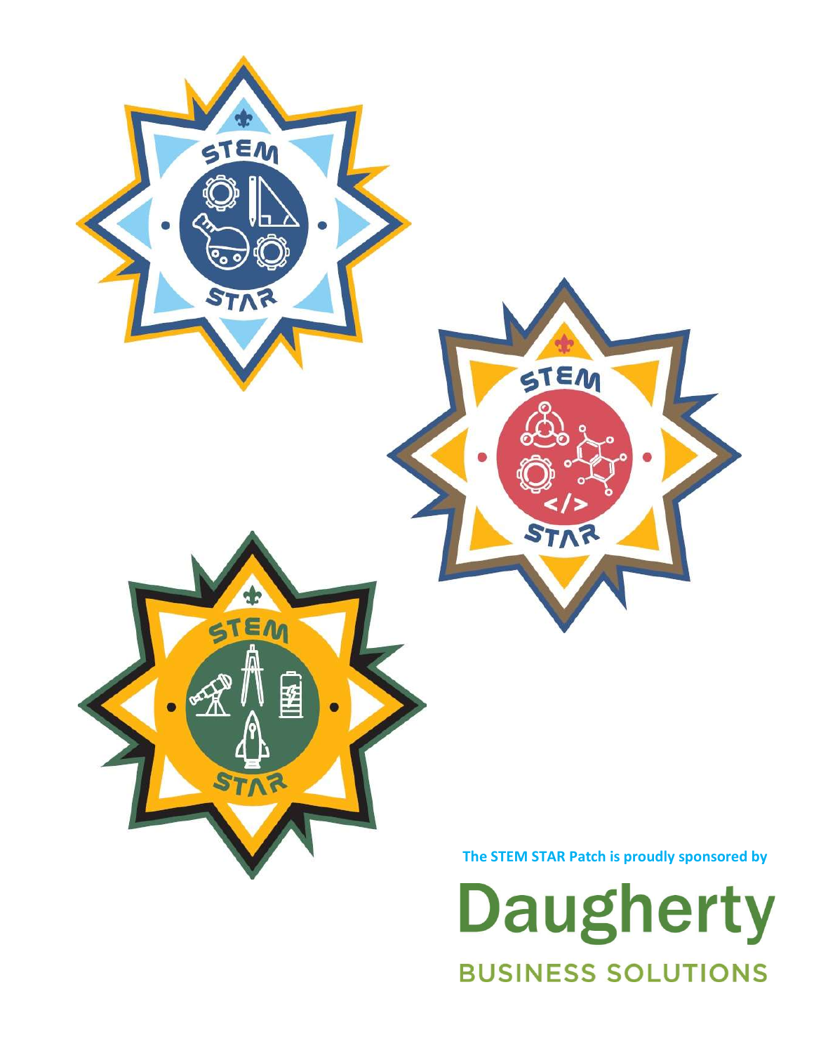**The STEM STAR Patch is proudly sponsored by**

Daugherty

BUSINESS SOLUTIONS